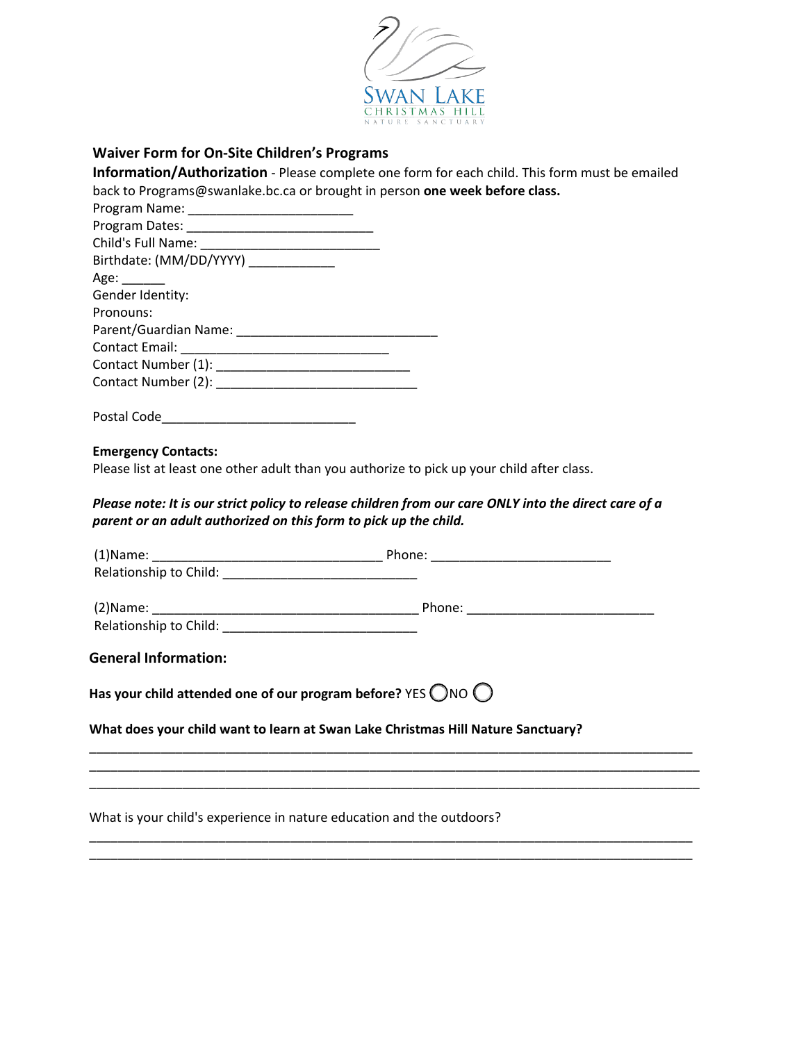## Waiver Form for On-Site Children's Programs

**Information/Authorization** - Please complete one form for each child. This form must be emailed back to Programs@swanlake.bc.ca or brought in person **one week before class.**

Program Name: ______________________

Program Dates: _________________________

Child's Full Name: ________________________

Birthdate: (MM/DD/YYYY) ___________

Age: ______

Gender Identity:

Pronouns:

Parent/Guardian Name: ___________________________

Contact Email: ____________________________

Contact Number (1): __________________________

Contact Number (2): ___________________________

Postal Code__________________________

**Emergency Contacts:**

Please list at least one other adult than you authorize to pick up your child after class.

***Please note: It is our strict policy to release children from our care ONLY into the direct care of a parent or an adult authorized on this form to pick up the child.***

(1)Name: _______________________________ Phone: _______________________

Relationship to Child: __________________________

(2)Name: ____________________________________ Phone: _________________________

Relationship to Child: __________________________

**General Information:**

**Has your child attended one of our program before?** YES ◯ NO ◯

**What does your child want to learn at Swan Lake Christmas Hill Nature Sanctuary?**

_________________________________________________________________________________

_________________________________________________________________________________

_________________________________________________________________________________

What is your child's experience in nature education and the outdoors?

_________________________________________________________________________________

_________________________________________________________________________________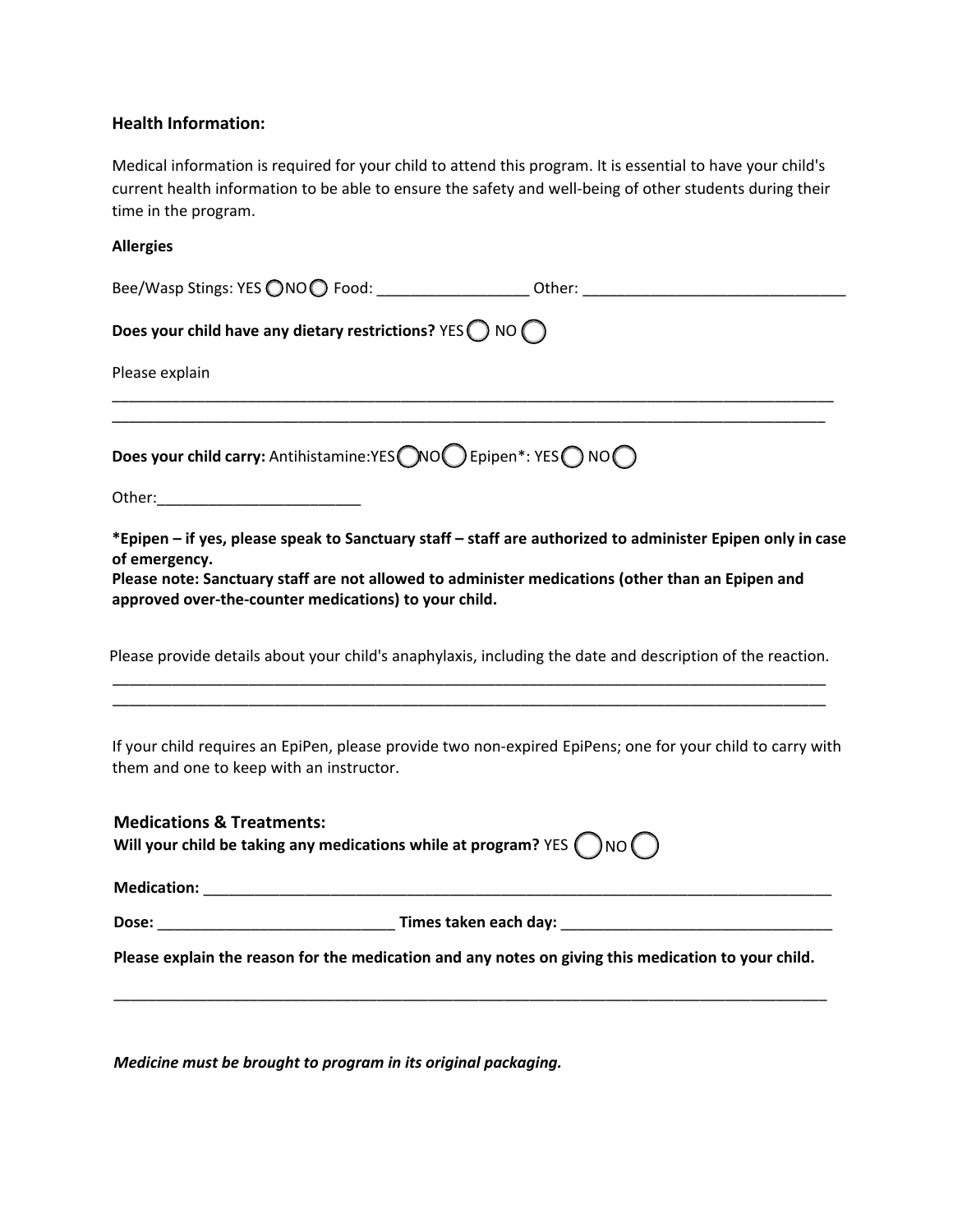### Health Information:

Medical information is required for your child to attend this program. It is essential to have your child's current health information to be able to ensure the safety and well-being of other students during their time in the program.

**Allergies**

Bee/Wasp Stings: YES ◯ NO ◯ Food: __________________ Other: _______________________________

**Does your child have any dietary restrictions?** YES ◯ NO ◯

Please explain

_________________________________________________________________________________________

_________________________________________________________________________________________

**Does your child carry:** Antihistamine: YES ◯ NO ◯ Epipen*: YES ◯ NO ◯

Other:________________________

**\*Epipen – if yes, please speak to Sanctuary staff – staff are authorized to administer Epipen only in case of emergency.**
**Please note: Sanctuary staff are not allowed to administer medications (other than an Epipen and approved over-the-counter medications) to your child.**

Please provide details about your child's anaphylaxis, including the date and description of the reaction.

_________________________________________________________________________________________

_________________________________________________________________________________________

If your child requires an EpiPen, please provide two non-expired EpiPens; one for your child to carry with them and one to keep with an instructor.

### Medications & Treatments:

**Will your child be taking any medications while at program?** YES ◯ NO ◯

**Medication:** _____________________________________________________________________________

**Dose:** ____________________________ **Times taken each day:** ________________________________

**Please explain the reason for the medication and any notes on giving this medication to your child.**

_________________________________________________________________________________________

***Medicine must be brought to program in its original packaging.***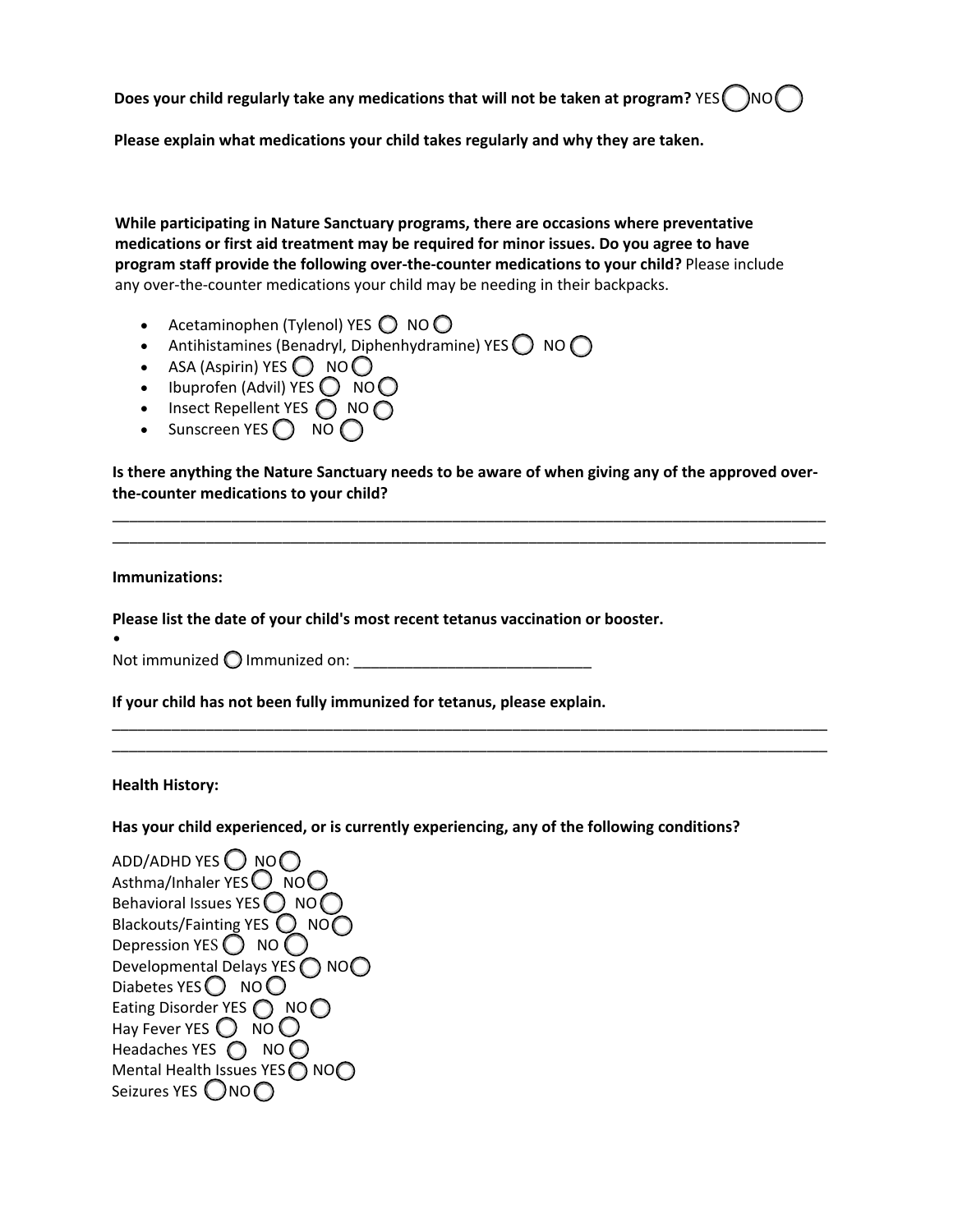**Does your child regularly take any medications that will not be taken at program?** YES ◯ NO ◯

**Please explain what medications your child takes regularly and why they are taken.**

**While participating in Nature Sanctuary programs, there are occasions where preventative medications or first aid treatment may be required for minor issues. Do you agree to have program staff provide the following over-the-counter medications to your child?** Please include any over-the-counter medications your child may be needing in their backpacks.

- Acetaminophen (Tylenol) YES ◯ NO ◯
- Antihistamines (Benadryl, Diphenhydramine) YES ◯ NO ◯
- ASA (Aspirin) YES ◯ NO ◯
- Ibuprofen (Advil) YES ◯ NO ◯
- Insect Repellent YES ◯ NO ◯
- Sunscreen YES ◯ NO ◯

**Is there anything the Nature Sanctuary needs to be aware of when giving any of the approved over-the-counter medications to your child?**

___________________________________________________________________________________

___________________________________________________________________________________

**Immunizations:**

**Please list the date of your child's most recent tetanus vaccination or booster.**

- 

Not immunized ◯ Immunized on: ____________________________

**If your child has not been fully immunized for tetanus, please explain.**

___________________________________________________________________________________

___________________________________________________________________________________

**Health History:**

**Has your child experienced, or is currently experiencing, any of the following conditions?**

ADD/ADHD YES ◯ NO ◯  
Asthma/Inhaler YES ◯ NO ◯  
Behavioral Issues YES ◯ NO ◯  
Blackouts/Fainting YES ◯ NO ◯  
Depression YES ◯ NO ◯  
Developmental Delays YES ◯ NO ◯  
Diabetes YES ◯ NO ◯  
Eating Disorder YES ◯ NO ◯  
Hay Fever YES ◯ NO ◯  
Headaches YES ◯ NO ◯  
Mental Health Issues YES ◯ NO ◯  
Seizures YES ◯ NO ◯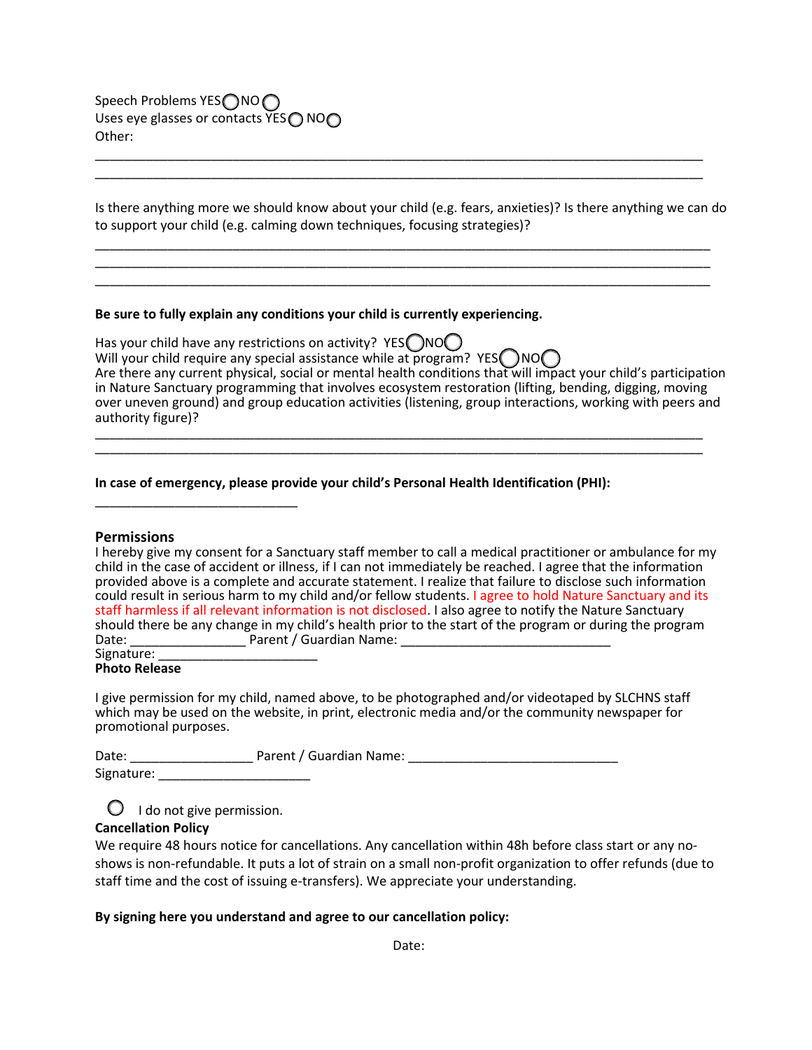Speech Problems YES ◯ NO ◯
Uses eye glasses or contacts YES ◯ NO ◯
Other:

________________________________________________________________________________
________________________________________________________________________________

Is there anything more we should know about your child (e.g. fears, anxieties)? Is there anything we can do to support your child (e.g. calming down techniques, focusing strategies)?

________________________________________________________________________________
________________________________________________________________________________
________________________________________________________________________________

**Be sure to fully explain any conditions your child is currently experiencing.**

Has your child have any restrictions on activity? YES ◯ NO ◯
Will your child require any special assistance while at program? YES ◯ NO ◯
Are there any current physical, social or mental health conditions that will impact your child's participation in Nature Sanctuary programming that involves ecosystem restoration (lifting, bending, digging, moving over uneven ground) and group education activities (listening, group interactions, working with peers and authority figure)?

________________________________________________________________________________
________________________________________________________________________________

**In case of emergency, please provide your child's Personal Health Identification (PHI):**

____________________________

**Permissions**

I hereby give my consent for a Sanctuary staff member to call a medical practitioner or ambulance for my child in the case of accident or illness, if I can not immediately be reached. I agree that the information provided above is a complete and accurate statement. I realize that failure to disclose such information could result in serious harm to my child and/or fellow students. I agree to hold Nature Sanctuary and its staff harmless if all relevant information is not disclosed. I also agree to notify the Nature Sanctuary should there be any change in my child's health prior to the start of the program or during the program

Date: ________________ Parent / Guardian Name: _____________________________

Signature: ______________________

**Photo Release**

I give permission for my child, named above, to be photographed and/or videotaped by SLCHNS staff which may be used on the website, in print, electronic media and/or the community newspaper for promotional purposes.

Date: _________________ Parent / Guardian Name: _____________________________

Signature: _____________________

◯ I do not give permission.

**Cancellation Policy**

We require 48 hours notice for cancellations. Any cancellation within 48h before class start or any no-shows is non-refundable. It puts a lot of strain on a small non-profit organization to offer refunds (due to staff time and the cost of issuing e-transfers). We appreciate your understanding.

**By signing here you understand and agree to our cancellation policy:**

Date: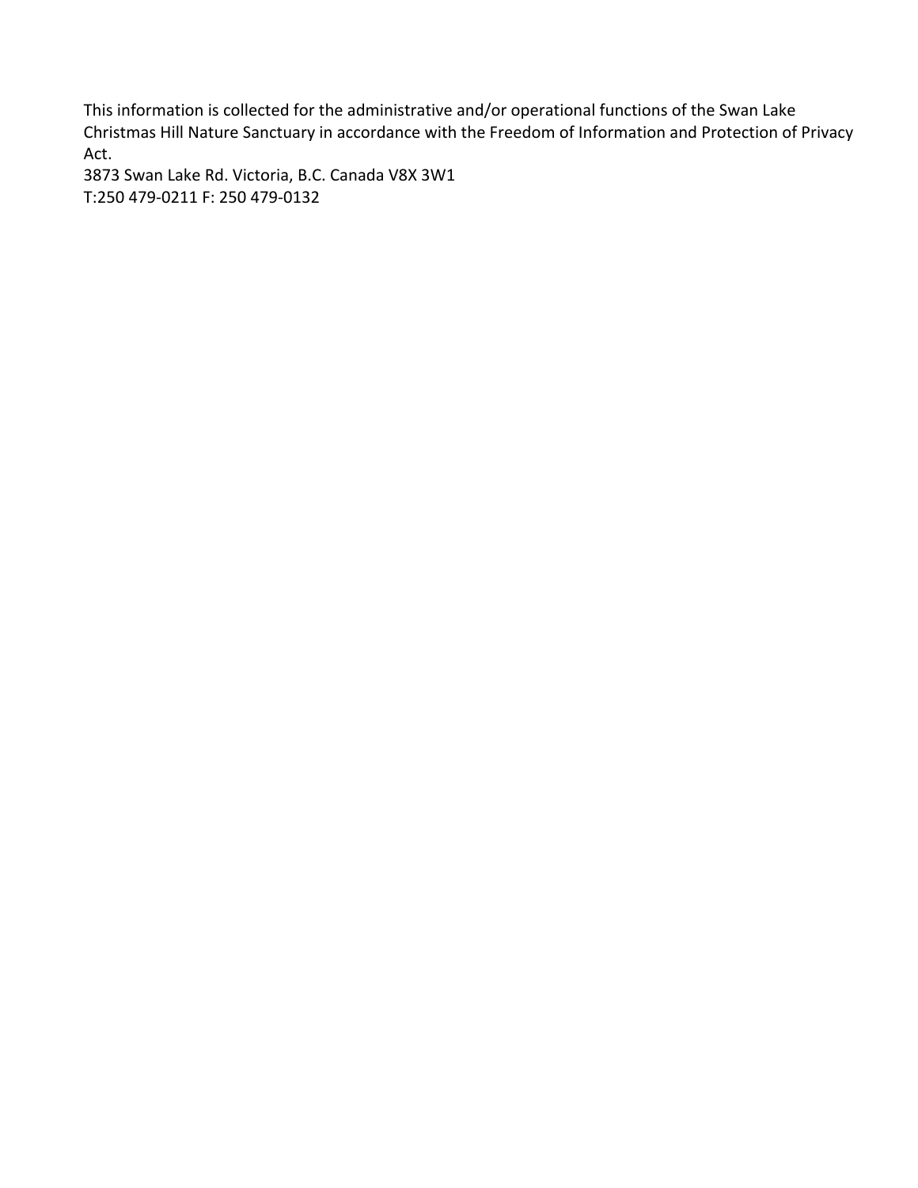This information is collected for the administrative and/or operational functions of the Swan Lake Christmas Hill Nature Sanctuary in accordance with the Freedom of Information and Protection of Privacy Act.

3873 Swan Lake Rd. Victoria, B.C. Canada V8X 3W1
T:250 479-0211 F: 250 479-0132